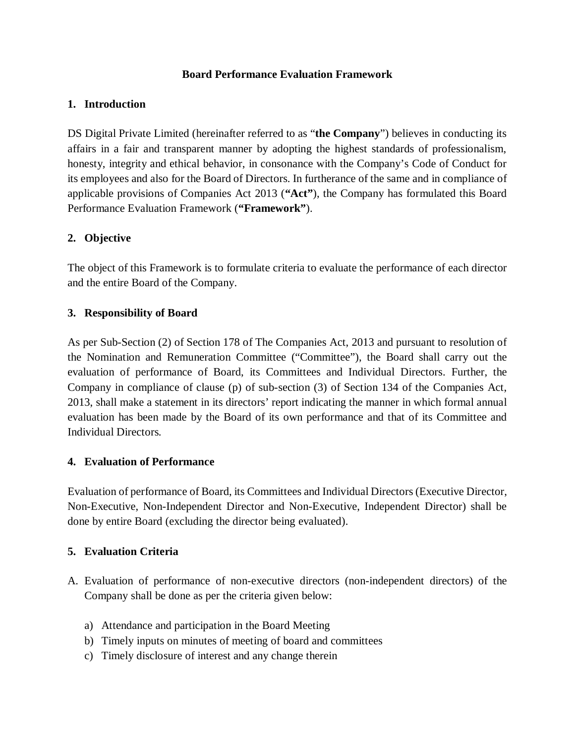# Board Performance Evaluation Framework

## 1. Introduction

DS Digital Private Limited (hereinafter referred to as "**the Company**") believes in conducting its affairs in a fair and transparent manner by adopting the highest standards of professionalism, honesty, integrity and ethical behavior, in consonance with the Company's Code of Conduct for its employees and also for the Board of Directors. In furtherance of the same and in compliance of applicable provisions of Companies Act 2013 (**"Act"**), the Company has formulated this Board Performance Evaluation Framework (**"Framework"**).

## 2. Objective

The object of this Framework is to formulate criteria to evaluate the performance of each director and the entire Board of the Company.

## 3. Responsibility of Board

As per Sub-Section (2) of Section 178 of The Companies Act, 2013 and pursuant to resolution of the Nomination and Remuneration Committee ("Committee"), the Board shall carry out the evaluation of performance of Board, its Committees and Individual Directors. Further, the Company in compliance of clause (p) of sub-section (3) of Section 134 of the Companies Act, 2013, shall make a statement in its directors' report indicating the manner in which formal annual evaluation has been made by the Board of its own performance and that of its Committee and Individual Directors.

## 4. Evaluation of Performance

Evaluation of performance of Board, its Committees and Individual Directors (Executive Director, Non-Executive, Non-Independent Director and Non-Executive, Independent Director) shall be done by entire Board (excluding the director being evaluated).

## 5. Evaluation Criteria

A. Evaluation of performance of non-executive directors (non-independent directors) of the Company shall be done as per the criteria given below:

   a) Attendance and participation in the Board Meeting
   b) Timely inputs on minutes of meeting of board and committees
   c) Timely disclosure of interest and any change therein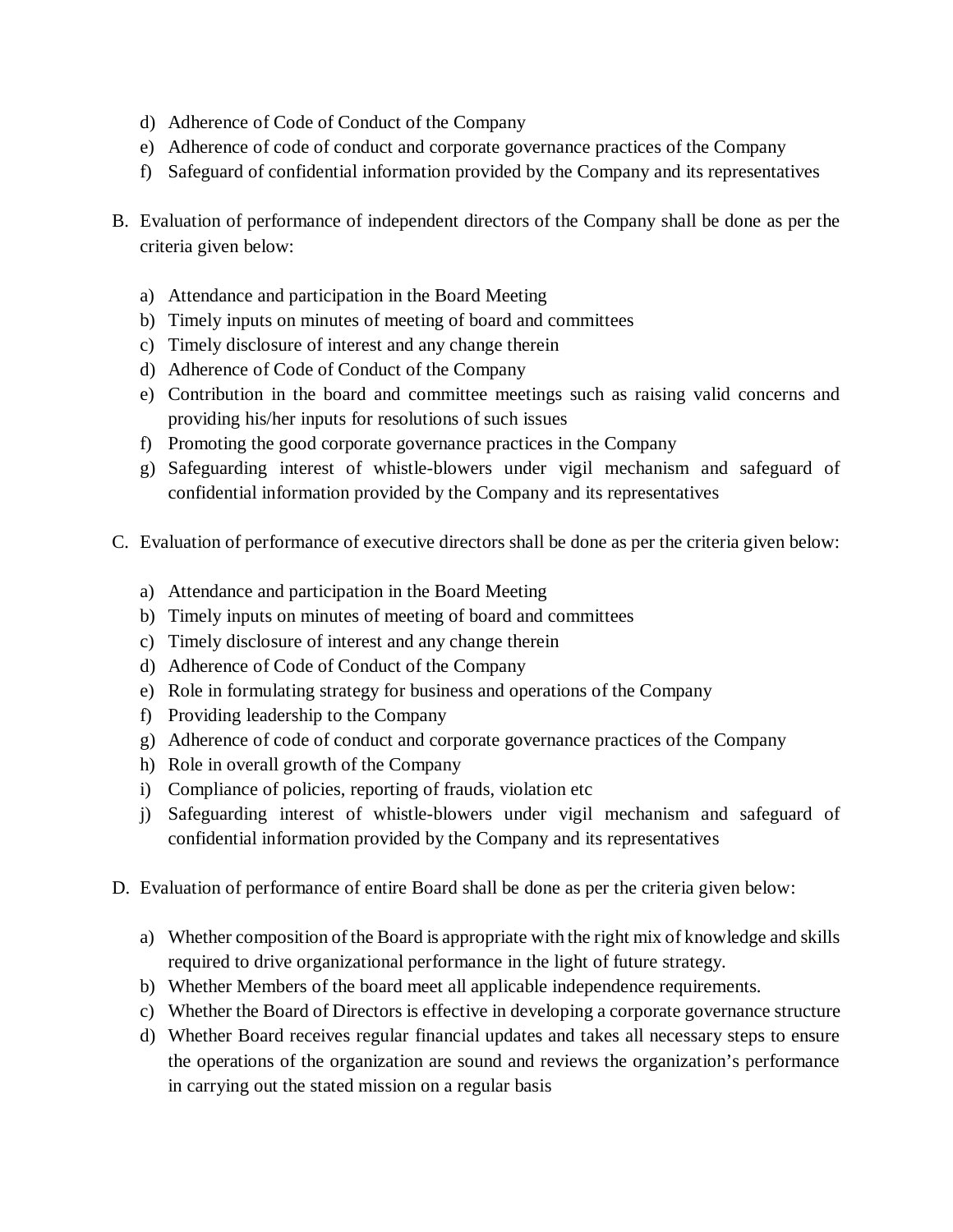d) Adherence of Code of Conduct of the Company
e) Adherence of code of conduct and corporate governance practices of the Company
f) Safeguard of confidential information provided by the Company and its representatives

B. Evaluation of performance of independent directors of the Company shall be done as per the criteria given below:

a) Attendance and participation in the Board Meeting
b) Timely inputs on minutes of meeting of board and committees
c) Timely disclosure of interest and any change therein
d) Adherence of Code of Conduct of the Company
e) Contribution in the board and committee meetings such as raising valid concerns and providing his/her inputs for resolutions of such issues
f) Promoting the good corporate governance practices in the Company
g) Safeguarding interest of whistle-blowers under vigil mechanism and safeguard of confidential information provided by the Company and its representatives

C. Evaluation of performance of executive directors shall be done as per the criteria given below:

a) Attendance and participation in the Board Meeting
b) Timely inputs on minutes of meeting of board and committees
c) Timely disclosure of interest and any change therein
d) Adherence of Code of Conduct of the Company
e) Role in formulating strategy for business and operations of the Company
f) Providing leadership to the Company
g) Adherence of code of conduct and corporate governance practices of the Company
h) Role in overall growth of the Company
i) Compliance of policies, reporting of frauds, violation etc
j) Safeguarding interest of whistle-blowers under vigil mechanism and safeguard of confidential information provided by the Company and its representatives

D. Evaluation of performance of entire Board shall be done as per the criteria given below:

a) Whether composition of the Board is appropriate with the right mix of knowledge and skills required to drive organizational performance in the light of future strategy.
b) Whether Members of the board meet all applicable independence requirements.
c) Whether the Board of Directors is effective in developing a corporate governance structure
d) Whether Board receives regular financial updates and takes all necessary steps to ensure the operations of the organization are sound and reviews the organization's performance in carrying out the stated mission on a regular basis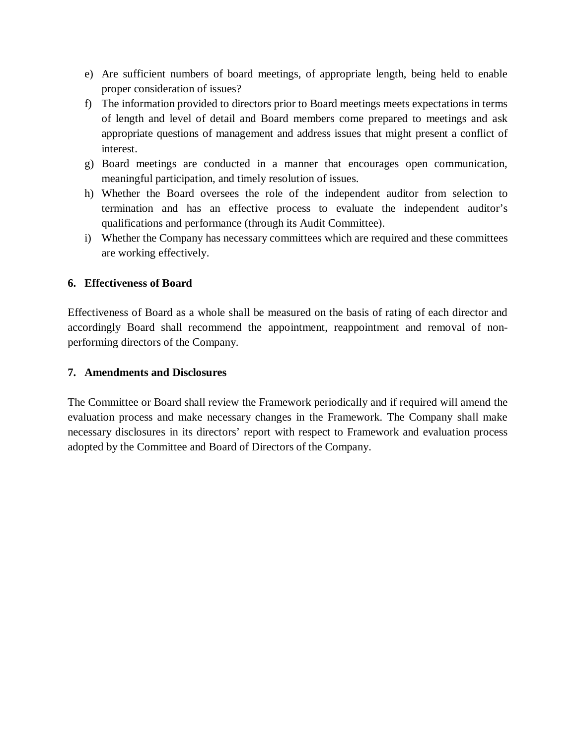e) Are sufficient numbers of board meetings, of appropriate length, being held to enable proper consideration of issues?
f) The information provided to directors prior to Board meetings meets expectations in terms of length and level of detail and Board members come prepared to meetings and ask appropriate questions of management and address issues that might present a conflict of interest.
g) Board meetings are conducted in a manner that encourages open communication, meaningful participation, and timely resolution of issues.
h) Whether the Board oversees the role of the independent auditor from selection to termination and has an effective process to evaluate the independent auditor's qualifications and performance (through its Audit Committee).
i) Whether the Company has necessary committees which are required and these committees are working effectively.

## 6. Effectiveness of Board

Effectiveness of Board as a whole shall be measured on the basis of rating of each director and accordingly Board shall recommend the appointment, reappointment and removal of non-performing directors of the Company.

## 7. Amendments and Disclosures

The Committee or Board shall review the Framework periodically and if required will amend the evaluation process and make necessary changes in the Framework. The Company shall make necessary disclosures in its directors' report with respect to Framework and evaluation process adopted by the Committee and Board of Directors of the Company.